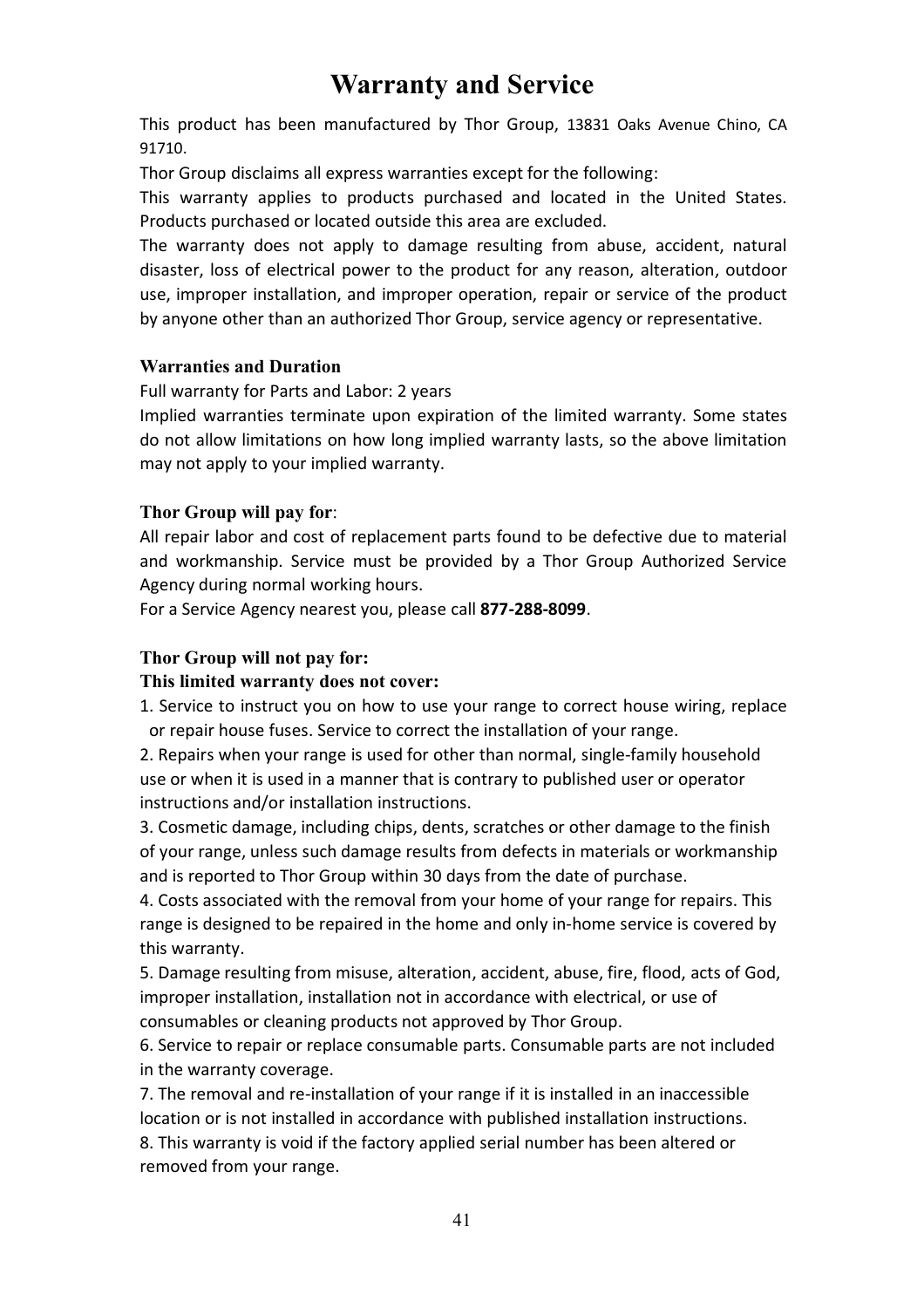# Warranty and Service

This product has been manufactured by Thor Group, 13831 Oaks Avenue Chino, CA 91710.

Thor Group disclaims all express warranties except for the following:

This warranty applies to products purchased and located in the United States. Products purchased or located outside this area are excluded.

The warranty does not apply to damage resulting from abuse, accident, natural disaster, loss of electrical power to the product for any reason, alteration, outdoor use, improper installation, and improper operation, repair or service of the product by anyone other than an authorized Thor Group, service agency or representative.

### Warranties and Duration

Full warranty for Parts and Labor: 2 years

Implied warranties terminate upon expiration of the limited warranty. Some states do not allow limitations on how long implied warranty lasts, so the above limitation may not apply to your implied warranty.

### Thor Group will pay for:

All repair labor and cost of replacement parts found to be defective due to material and workmanship. Service must be provided by a Thor Group Authorized Service Agency during normal working hours.

For a Service Agency nearest you, please call **877-288-8099**.

### Thor Group will not pay for:

**This limited warranty does not cover:**

1. Service to instruct you on how to use your range to correct house wiring, replace or repair house fuses. Service to correct the installation of your range.
2. Repairs when your range is used for other than normal, single-family household use or when it is used in a manner that is contrary to published user or operator instructions and/or installation instructions.
3. Cosmetic damage, including chips, dents, scratches or other damage to the finish of your range, unless such damage results from defects in materials or workmanship and is reported to Thor Group within 30 days from the date of purchase.
4. Costs associated with the removal from your home of your range for repairs. This range is designed to be repaired in the home and only in-home service is covered by this warranty.
5. Damage resulting from misuse, alteration, accident, abuse, fire, flood, acts of God, improper installation, installation not in accordance with electrical, or use of consumables or cleaning products not approved by Thor Group.
6. Service to repair or replace consumable parts. Consumable parts are not included in the warranty coverage.
7. The removal and re-installation of your range if it is installed in an inaccessible location or is not installed in accordance with published installation instructions.
8. This warranty is void if the factory applied serial number has been altered or removed from your range.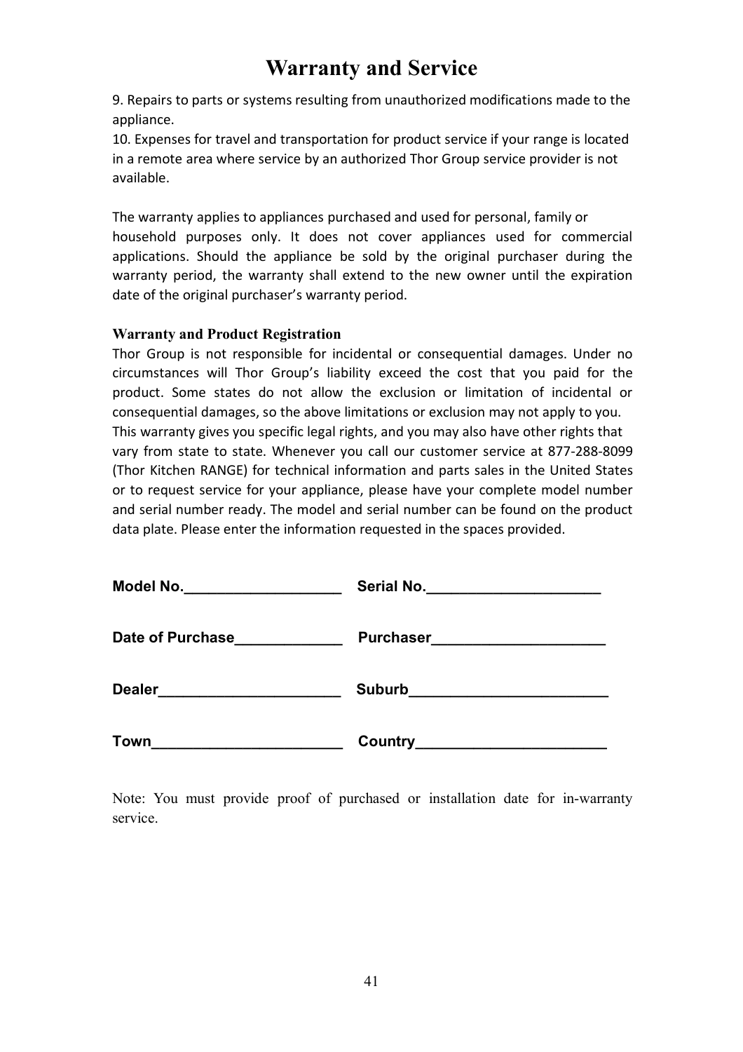# Warranty and Service

9. Repairs to parts or systems resulting from unauthorized modifications made to the appliance.
10. Expenses for travel and transportation for product service if your range is located in a remote area where service by an authorized Thor Group service provider is not available.

The warranty applies to appliances purchased and used for personal, family or household purposes only. It does not cover appliances used for commercial applications. Should the appliance be sold by the original purchaser during the warranty period, the warranty shall extend to the new owner until the expiration date of the original purchaser's warranty period.

**Warranty and Product Registration**

Thor Group is not responsible for incidental or consequential damages. Under no circumstances will Thor Group's liability exceed the cost that you paid for the product. Some states do not allow the exclusion or limitation of incidental or consequential damages, so the above limitations or exclusion may not apply to you. This warranty gives you specific legal rights, and you may also have other rights that vary from state to state. Whenever you call our customer service at 877-288-8099 (Thor Kitchen RANGE) for technical information and parts sales in the United States or to request service for your appliance, please have your complete model number and serial number ready. The model and serial number can be found on the product data plate. Please enter the information requested in the spaces provided.

**Model No.\_\_\_\_\_\_\_\_\_\_\_\_\_\_\_\_\_\_\_\_** **Serial No.\_\_\_\_\_\_\_\_\_\_\_\_\_\_\_\_\_\_\_\_\_\_**

**Date of Purchase\_\_\_\_\_\_\_\_\_\_\_\_\_\_** **Purchaser\_\_\_\_\_\_\_\_\_\_\_\_\_\_\_\_\_\_\_\_\_\_**

**Dealer\_\_\_\_\_\_\_\_\_\_\_\_\_\_\_\_\_\_\_\_\_\_\_** **Suburb\_\_\_\_\_\_\_\_\_\_\_\_\_\_\_\_\_\_\_\_\_\_\_\_\_**

**Town\_\_\_\_\_\_\_\_\_\_\_\_\_\_\_\_\_\_\_\_\_\_\_\_** **Country\_\_\_\_\_\_\_\_\_\_\_\_\_\_\_\_\_\_\_\_\_\_\_\_**

Note: You must provide proof of purchased or installation date for in-warranty service.